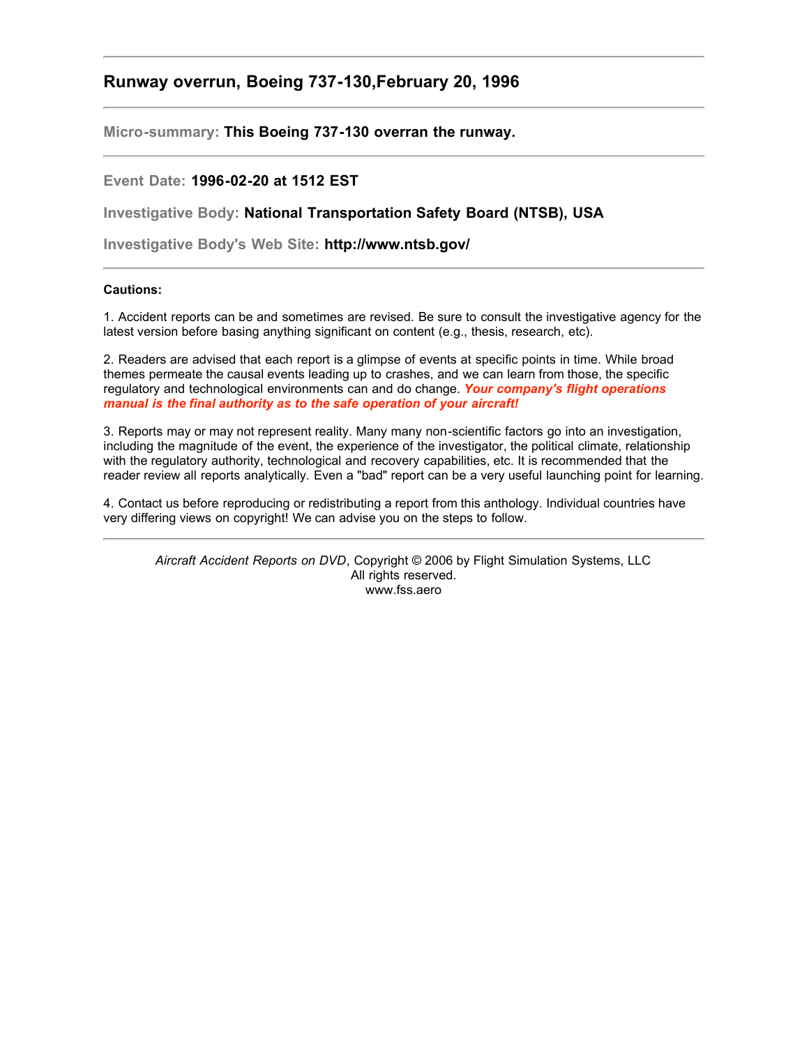## Runway overrun, Boeing 737-130,February 20, 1996

---

**Micro-summary:** **This Boeing 737-130 overran the runway.**

---

**Event Date:** **1996-02-20 at 1512 EST**

**Investigative Body:** **National Transportation Safety Board (NTSB), USA**

**Investigative Body's Web Site:** **http://www.ntsb.gov/**

---

**Cautions:**

1. Accident reports can be and sometimes are revised. Be sure to consult the investigative agency for the latest version before basing anything significant on content (e.g., thesis, research, etc).

2. Readers are advised that each report is a glimpse of events at specific points in time. While broad themes permeate the causal events leading up to crashes, and we can learn from those, the specific regulatory and technological environments can and do change. ***Your company's flight operations manual is the final authority as to the safe operation of your aircraft!***

3. Reports may or may not represent reality. Many many non-scientific factors go into an investigation, including the magnitude of the event, the experience of the investigator, the political climate, relationship with the regulatory authority, technological and recovery capabilities, etc. It is recommended that the reader review all reports analytically. Even a "bad" report can be a very useful launching point for learning.

4. Contact us before reproducing or redistributing a report from this anthology. Individual countries have very differing views on copyright! We can advise you on the steps to follow.

---

*Aircraft Accident Reports on DVD*, Copyright © 2006 by Flight Simulation Systems, LLC
All rights reserved.
www.fss.aero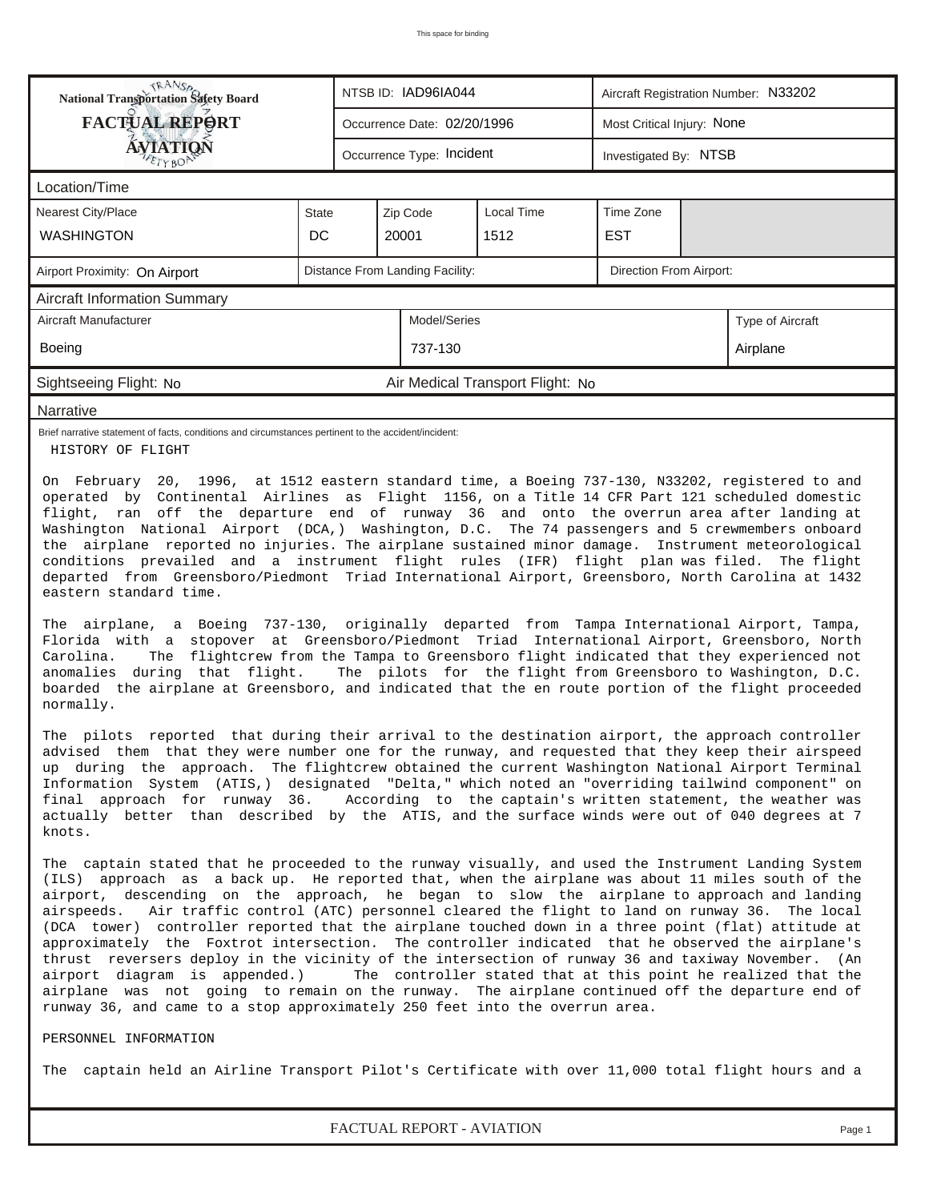| National Transportation Safety Board FACTUAL REPORT AVIATION | NTSB ID: IAD96IA044 | Aircraft Registration Number: N33202 |
|---|---|---|
| | Occurrence Date: 02/20/1996 | Most Critical Injury: None |
| | Occurrence Type: Incident | Investigated By: NTSB |

## Location/Time

| Nearest City/Place | State | Zip Code | Local Time | Time Zone |
|---|---|---|---|---|
| WASHINGTON | DC | 20001 | 1512 | EST |

| Airport Proximity: On Airport | Distance From Landing Facility: | Direction From Airport: |
|---|---|---|

## Aircraft Information Summary

| Aircraft Manufacturer | Model/Series | Type of Aircraft |
|---|---|---|
| Boeing | 737-130 | Airplane |

Sightseeing Flight: No | Air Medical Transport Flight: No

## Narrative

Brief narrative statement of facts, conditions and circumstances pertinent to the accident/incident:

HISTORY OF FLIGHT

On February 20, 1996, at 1512 eastern standard time, a Boeing 737-130, N33202, registered to and operated by Continental Airlines as Flight 1156, on a Title 14 CFR Part 121 scheduled domestic flight, ran off the departure end of runway 36 and onto the overrun area after landing at Washington National Airport (DCA,) Washington, D.C. The 74 passengers and 5 crewmembers onboard the airplane reported no injuries. The airplane sustained minor damage. Instrument meteorological conditions prevailed and a instrument flight rules (IFR) flight plan was filed. The flight departed from Greensboro/Piedmont Triad International Airport, Greensboro, North Carolina at 1432 eastern standard time.

The airplane, a Boeing 737-130, originally departed from Tampa International Airport, Tampa, Florida with a stopover at Greensboro/Piedmont Triad International Airport, Greensboro, North Carolina. The flightcrew from the Tampa to Greensboro flight indicated that they experienced not anomalies during that flight. The pilots for the flight from Greensboro to Washington, D.C. boarded the airplane at Greensboro, and indicated that the en route portion of the flight proceeded normally.

The pilots reported that during their arrival to the destination airport, the approach controller advised them that they were number one for the runway, and requested that they keep their airspeed up during the approach. The flightcrew obtained the current Washington National Airport Terminal Information System (ATIS,) designated "Delta," which noted an "overriding tailwind component" on final approach for runway 36. According to the captain's written statement, the weather was actually better than described by the ATIS, and the surface winds were out of 040 degrees at 7 knots.

The captain stated that he proceeded to the runway visually, and used the Instrument Landing System (ILS) approach as a back up. He reported that, when the airplane was about 11 miles south of the airport, descending on the approach, he began to slow the airplane to approach and landing airspeeds. Air traffic control (ATC) personnel cleared the flight to land on runway 36. The local (DCA tower) controller reported that the airplane touched down in a three point (flat) attitude at approximately the Foxtrot intersection. The controller indicated that he observed the airplane's thrust reversers deploy in the vicinity of the intersection of runway 36 and taxiway November. (An airport diagram is appended.) The controller stated that at this point he realized that the airplane was not going to remain on the runway. The airplane continued off the departure end of runway 36, and came to a stop approximately 250 feet into the overrun area.

PERSONNEL INFORMATION

The captain held an Airline Transport Pilot's Certificate with over 11,000 total flight hours and a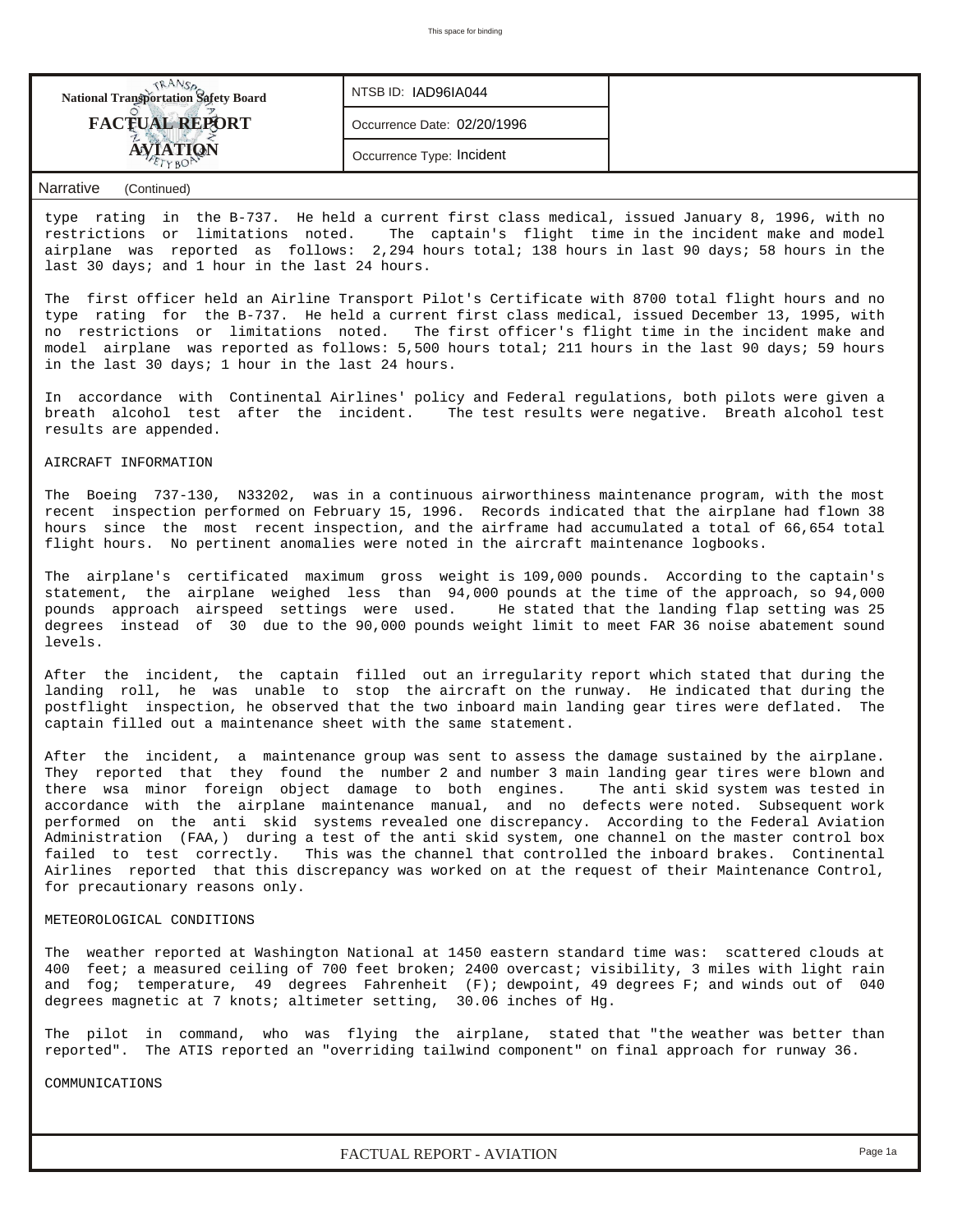| National Transportation Safety Board FACTUAL REPORT AVIATION | NTSB ID: IAD96IA044 | |
|---|---|---|
| | Occurrence Date: 02/20/1996 | |
| | Occurrence Type: Incident | |

Narrative (Continued)

type rating in the B-737. He held a current first class medical, issued January 8, 1996, with no restrictions or limitations noted. The captain's flight time in the incident make and model airplane was reported as follows: 2,294 hours total; 138 hours in last 90 days; 58 hours in the last 30 days; and 1 hour in the last 24 hours.

The first officer held an Airline Transport Pilot's Certificate with 8700 total flight hours and no type rating for the B-737. He held a current first class medical, issued December 13, 1995, with no restrictions or limitations noted. The first officer's flight time in the incident make and model airplane was reported as follows: 5,500 hours total; 211 hours in the last 90 days; 59 hours in the last 30 days; 1 hour in the last 24 hours.

In accordance with Continental Airlines' policy and Federal regulations, both pilots were given a breath alcohol test after the incident. The test results were negative. Breath alcohol test results are appended.

AIRCRAFT INFORMATION

The Boeing 737-130, N33202, was in a continuous airworthiness maintenance program, with the most recent inspection performed on February 15, 1996. Records indicated that the airplane had flown 38 hours since the most recent inspection, and the airframe had accumulated a total of 66,654 total flight hours. No pertinent anomalies were noted in the aircraft maintenance logbooks.

The airplane's certificated maximum gross weight is 109,000 pounds. According to the captain's statement, the airplane weighed less than 94,000 pounds at the time of the approach, so 94,000 pounds approach airspeed settings were used. He stated that the landing flap setting was 25 degrees instead of 30 due to the 90,000 pounds weight limit to meet FAR 36 noise abatement sound levels.

After the incident, the captain filled out an irregularity report which stated that during the landing roll, he was unable to stop the aircraft on the runway. He indicated that during the postflight inspection, he observed that the two inboard main landing gear tires were deflated. The captain filled out a maintenance sheet with the same statement.

After the incident, a maintenance group was sent to assess the damage sustained by the airplane. They reported that they found the number 2 and number 3 main landing gear tires were blown and there wsa minor foreign object damage to both engines. The anti skid system was tested in accordance with the airplane maintenance manual, and no defects were noted. Subsequent work performed on the anti skid systems revealed one discrepancy. According to the Federal Aviation Administration (FAA,) during a test of the anti skid system, one channel on the master control box failed to test correctly. This was the channel that controlled the inboard brakes. Continental Airlines reported that this discrepancy was worked on at the request of their Maintenance Control, for precautionary reasons only.

METEOROLOGICAL CONDITIONS

The weather reported at Washington National at 1450 eastern standard time was: scattered clouds at 400 feet; a measured ceiling of 700 feet broken; 2400 overcast; visibility, 3 miles with light rain and fog; temperature, 49 degrees Fahrenheit (F); dewpoint, 49 degrees F; and winds out of 040 degrees magnetic at 7 knots; altimeter setting, 30.06 inches of Hg.

The pilot in command, who was flying the airplane, stated that "the weather was better than reported". The ATIS reported an "overriding tailwind component" on final approach for runway 36.

COMMUNICATIONS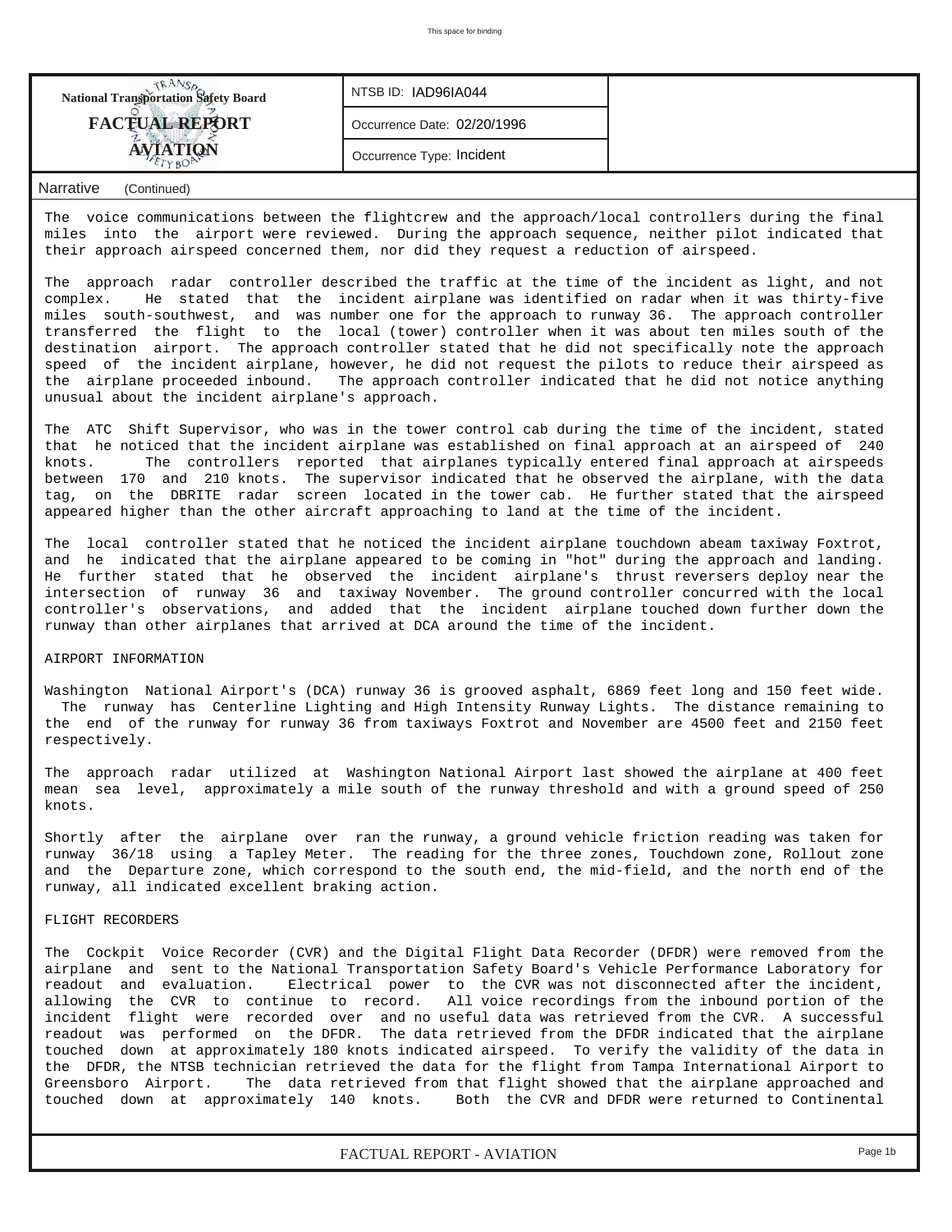| National Transportation Safety Board FACTUAL REPORT AVIATION | NTSB ID: IAD96IA044 | |
|---|---|---|
| | Occurrence Date: 02/20/1996 | |
| | Occurrence Type: Incident | |

Narrative (Continued)

The voice communications between the flightcrew and the approach/local controllers during the final miles into the airport were reviewed. During the approach sequence, neither pilot indicated that their approach airspeed concerned them, nor did they request a reduction of airspeed.

The approach radar controller described the traffic at the time of the incident as light, and not complex. He stated that the incident airplane was identified on radar when it was thirty-five miles south-southwest, and was number one for the approach to runway 36. The approach controller transferred the flight to the local (tower) controller when it was about ten miles south of the destination airport. The approach controller stated that he did not specifically note the approach speed of the incident airplane, however, he did not request the pilots to reduce their airspeed as the airplane proceeded inbound. The approach controller indicated that he did not notice anything unusual about the incident airplane's approach.

The ATC Shift Supervisor, who was in the tower control cab during the time of the incident, stated that he noticed that the incident airplane was established on final approach at an airspeed of 240 knots. The controllers reported that airplanes typically entered final approach at airspeeds between 170 and 210 knots. The supervisor indicated that he observed the airplane, with the data tag, on the DBRITE radar screen located in the tower cab. He further stated that the airspeed appeared higher than the other aircraft approaching to land at the time of the incident.

The local controller stated that he noticed the incident airplane touchdown abeam taxiway Foxtrot, and he indicated that the airplane appeared to be coming in "hot" during the approach and landing. He further stated that he observed the incident airplane's thrust reversers deploy near the intersection of runway 36 and taxiway November. The ground controller concurred with the local controller's observations, and added that the incident airplane touched down further down the runway than other airplanes that arrived at DCA around the time of the incident.

AIRPORT INFORMATION

Washington National Airport's (DCA) runway 36 is grooved asphalt, 6869 feet long and 150 feet wide. The runway has Centerline Lighting and High Intensity Runway Lights. The distance remaining to the end of the runway for runway 36 from taxiways Foxtrot and November are 4500 feet and 2150 feet respectively.

The approach radar utilized at Washington National Airport last showed the airplane at 400 feet mean sea level, approximately a mile south of the runway threshold and with a ground speed of 250 knots.

Shortly after the airplane over ran the runway, a ground vehicle friction reading was taken for runway 36/18 using a Tapley Meter. The reading for the three zones, Touchdown zone, Rollout zone and the Departure zone, which correspond to the south end, the mid-field, and the north end of the runway, all indicated excellent braking action.

FLIGHT RECORDERS

The Cockpit Voice Recorder (CVR) and the Digital Flight Data Recorder (DFDR) were removed from the airplane and sent to the National Transportation Safety Board's Vehicle Performance Laboratory for readout and evaluation. Electrical power to the CVR was not disconnected after the incident, allowing the CVR to continue to record. All voice recordings from the inbound portion of the incident flight were recorded over and no useful data was retrieved from the CVR. A successful readout was performed on the DFDR. The data retrieved from the DFDR indicated that the airplane touched down at approximately 180 knots indicated airspeed. To verify the validity of the data in the DFDR, the NTSB technician retrieved the data for the flight from Tampa International Airport to Greensboro Airport. The data retrieved from that flight showed that the airplane approached and touched down at approximately 140 knots. Both the CVR and DFDR were returned to Continental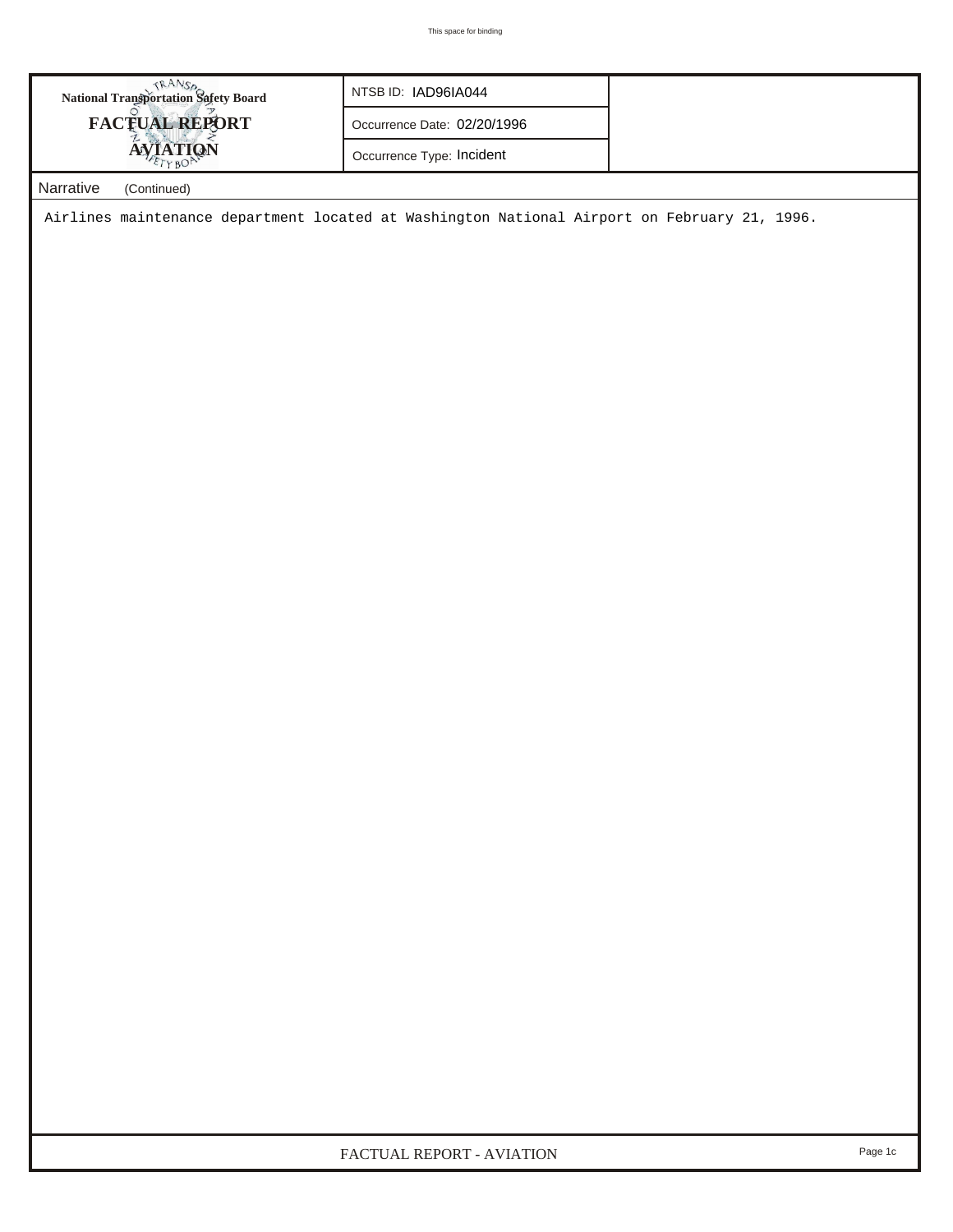**National Transportation Safety Board**

**FACTUAL REPORT**

**AVIATION**

| NTSB ID: IAD96IA044 |
|---|
| Occurrence Date: 02/20/1996 |
| Occurrence Type: Incident |

Narrative (Continued)

Airlines maintenance department located at Washington National Airport on February 21, 1996.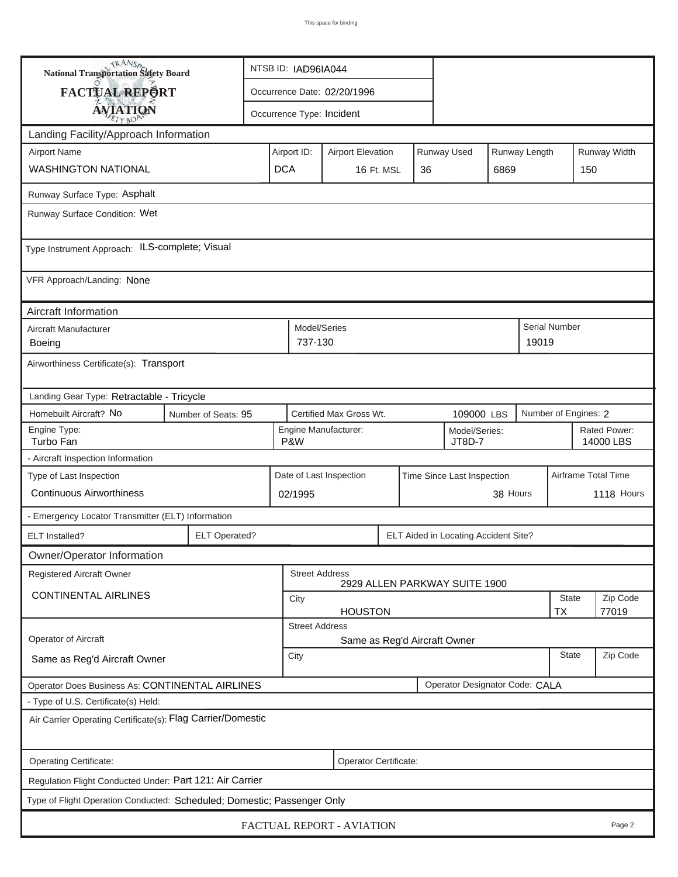This space for binding

**National Transportation Safety Board**
**FACTUAL REPORT**
**AVIATION**

NTSB ID: IAD96IA044

Occurrence Date: 02/20/1996

Occurrence Type: Incident

## Landing Facility/Approach Information

| Airport Name | Airport ID: | Airport Elevation | Runway Used | Runway Length | Runway Width |
|---|---|---|---|---|---|
| WASHINGTON NATIONAL | DCA | 16 Ft. MSL | 36 | 6869 | 150 |

Runway Surface Type: Asphalt

Runway Surface Condition: Wet

Type Instrument Approach: ILS-complete; Visual

VFR Approach/Landing: None

## Aircraft Information

| Aircraft Manufacturer | Model/Series | Serial Number |
|---|---|---|
| Boeing | 737-130 | 19019 |

Airworthiness Certificate(s): Transport

Landing Gear Type: Retractable - Tricycle

| Homebuilt Aircraft? | Number of Seats: | Certified Max Gross Wt. | Number of Engines: |
|---|---|---|---|
| No | 95 | 109000 LBS | 2 |

| Engine Type: | Engine Manufacturer: | Model/Series: | Rated Power: |
|---|---|---|---|
| Turbo Fan | P&W | JT8D-7 | 14000 LBS |

- Aircraft Inspection Information

| Type of Last Inspection | Date of Last Inspection | Time Since Last Inspection | Airframe Total Time |
|---|---|---|---|
| Continuous Airworthiness | 02/1995 | 38 Hours | 1118 Hours |

- Emergency Locator Transmitter (ELT) Information

| ELT Installed? | ELT Operated? | ELT Aided in Locating Accident Site? |
|---|---|---|
| | | |

## Owner/Operator Information

| Registered Aircraft Owner | Street Address | City | State | Zip Code |
|---|---|---|---|---|
| CONTINENTAL AIRLINES | 2929 ALLEN PARKWAY SUITE 1900 | HOUSTON | TX | 77019 |

| Operator of Aircraft | Street Address | City | State | Zip Code |
|---|---|---|---|---|
| Same as Reg'd Aircraft Owner | Same as Reg'd Aircraft Owner | | | |

Operator Does Business As: CONTINENTAL AIRLINES

Operator Designator Code: CALA

- Type of U.S. Certificate(s) Held:

Air Carrier Operating Certificate(s): Flag Carrier/Domestic

Operating Certificate:

Operator Certificate:

Regulation Flight Conducted Under: Part 121: Air Carrier

Type of Flight Operation Conducted: Scheduled; Domestic; Passenger Only

FACTUAL REPORT - AVIATION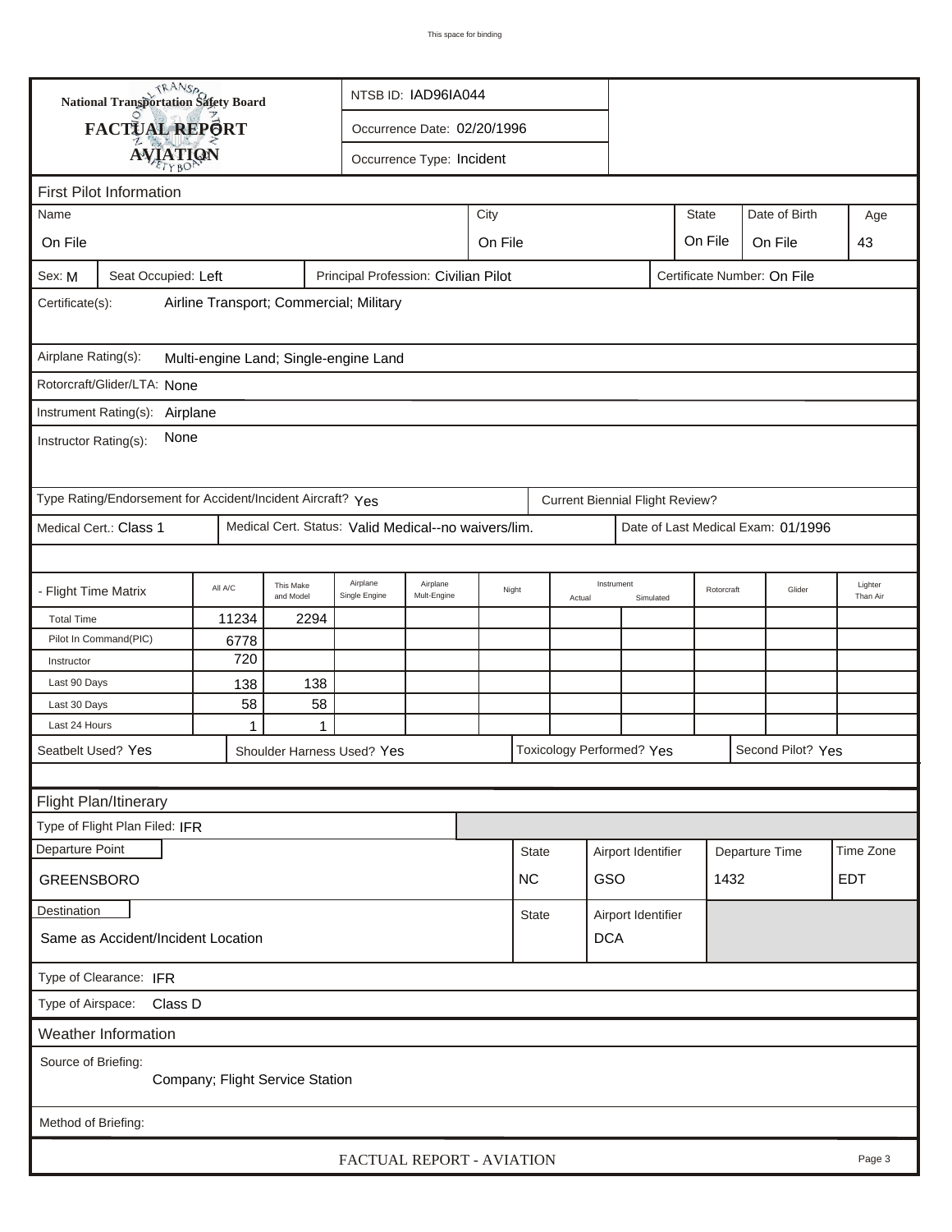# National Transportation Safety Board
## FACTUAL REPORT
## AVIATION

NTSB ID: IAD96IA044

Occurrence Date: 02/20/1996

Occurrence Type: Incident

### First Pilot Information

| Name | City | State | Date of Birth | Age |
|---|---|---|---|---|
| On File | On File | On File | On File | 43 |

Sex: M | Seat Occupied: Left | Principal Profession: Civilian Pilot | Certificate Number: On File

Certificate(s): Airline Transport; Commercial; Military

Airplane Rating(s): Multi-engine Land; Single-engine Land

Rotorcraft/Glider/LTA: None

Instrument Rating(s): Airplane

Instructor Rating(s): None

Type Rating/Endorsement for Accident/Incident Aircraft? Yes | Current Biennial Flight Review?

Medical Cert.: Class 1 | Medical Cert. Status: Valid Medical--no waivers/lim. | Date of Last Medical Exam: 01/1996

| - Flight Time Matrix | All A/C | This Make and Model | Airplane Single Engine | Airplane Mult-Engine | Night | Instrument Actual | Instrument Simulated | Rotorcraft | Glider | Lighter Than Air |
|---|---|---|---|---|---|---|---|---|---|---|
| Total Time | 11234 | 2294 | | | | | | | | |
| Pilot In Command(PIC) | 6778 | | | | | | | | | |
| Instructor | 720 | | | | | | | | | |
| Last 90 Days | 138 | 138 | | | | | | | | |
| Last 30 Days | 58 | 58 | | | | | | | | |
| Last 24 Hours | 1 | 1 | | | | | | | | |

Seatbelt Used? Yes | Shoulder Harness Used? Yes | Toxicology Performed? Yes | Second Pilot? Yes

### Flight Plan/Itinerary

Type of Flight Plan Filed: IFR

| Departure Point | State | Airport Identifier | Departure Time | Time Zone |
|---|---|---|---|---|
| GREENSBORO | NC | GSO | 1432 | EDT |

| Destination | State | Airport Identifier |
|---|---|---|
| Same as Accident/Incident Location | | DCA |

Type of Clearance: IFR

Type of Airspace: Class D

### Weather Information

Source of Briefing: Company; Flight Service Station

Method of Briefing: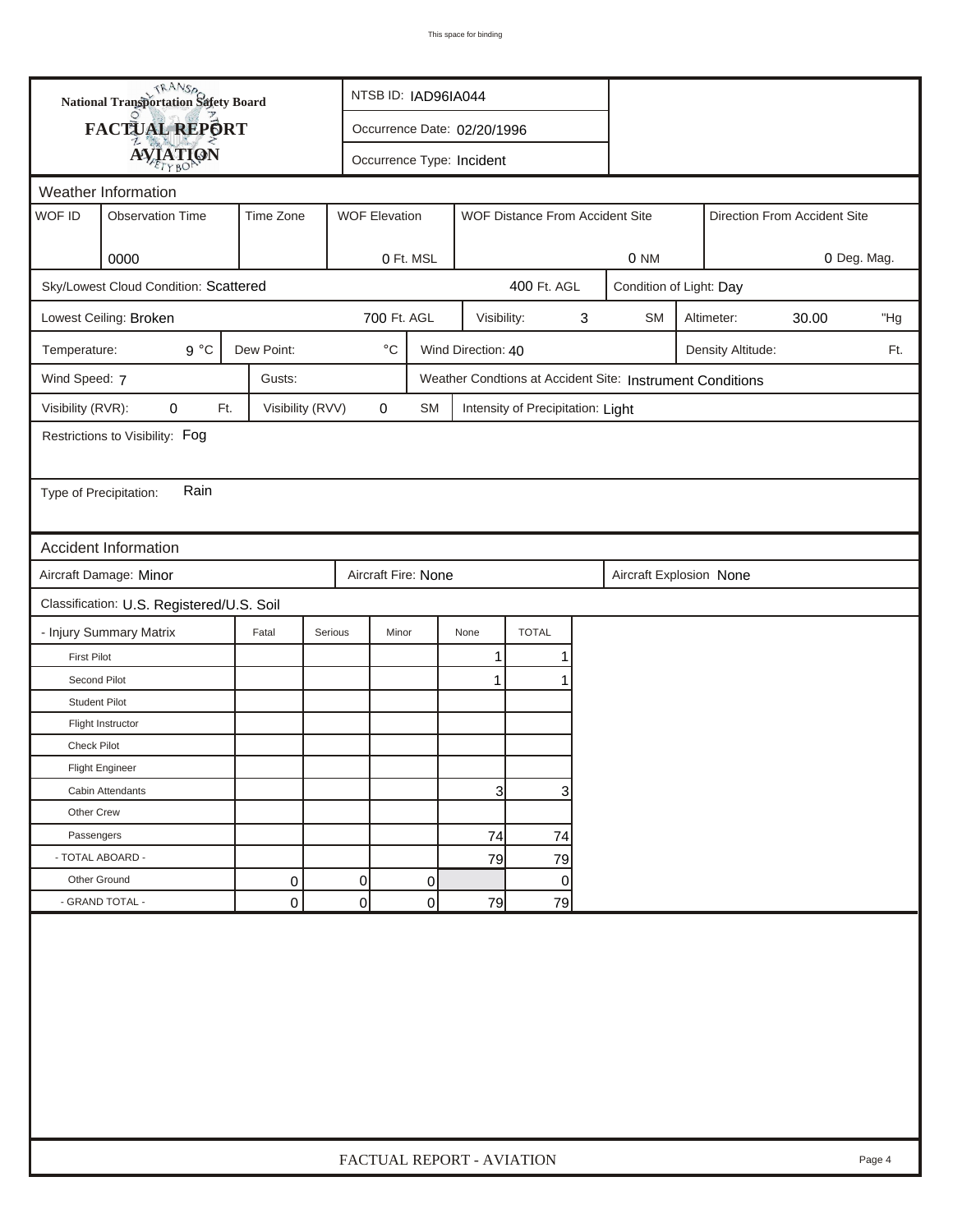**National Transportation Safety Board**

**FACTUAL REPORT**

**AVIATION**

NTSB ID: IAD96IA044

Occurrence Date: 02/20/1996

Occurrence Type: Incident

## Weather Information

| WOF ID | Observation Time | Time Zone | WOF Elevation | WOF Distance From Accident Site | Direction From Accident Site |
|---|---|---|---|---|---|
| | 0000 | | 0 Ft. MSL | 0 NM | 0 Deg. Mag. |

Sky/Lowest Cloud Condition: Scattered — 400 Ft. AGL — Condition of Light: Day

Lowest Ceiling: Broken — 700 Ft. AGL — Visibility: 3 SM — Altimeter: 30.00 "Hg

Temperature: 9 °C — Dew Point: °C — Wind Direction: 40 — Density Altitude: Ft.

Wind Speed: 7 — Gusts: — Weather Condtions at Accident Site: Instrument Conditions

Visibility (RVR): 0 Ft. — Visibility (RVV) 0 SM — Intensity of Precipitation: Light

Restrictions to Visibility: Fog

Type of Precipitation: Rain

## Accident Information

Aircraft Damage: Minor — Aircraft Fire: None — Aircraft Explosion None

Classification: U.S. Registered/U.S. Soil

| - Injury Summary Matrix | Fatal | Serious | Minor | None | TOTAL |
|---|---|---|---|---|---|
| First Pilot | | | | 1 | 1 |
| Second Pilot | | | | 1 | 1 |
| Student Pilot | | | | | |
| Flight Instructor | | | | | |
| Check Pilot | | | | | |
| Flight Engineer | | | | | |
| Cabin Attendants | | | | 3 | 3 |
| Other Crew | | | | | |
| Passengers | | | | 74 | 74 |
| - TOTAL ABOARD - | | | | 79 | 79 |
| Other Ground | 0 | 0 | 0 | | 0 |
| - GRAND TOTAL - | 0 | 0 | 0 | 79 | 79 |

FACTUAL REPORT - AVIATION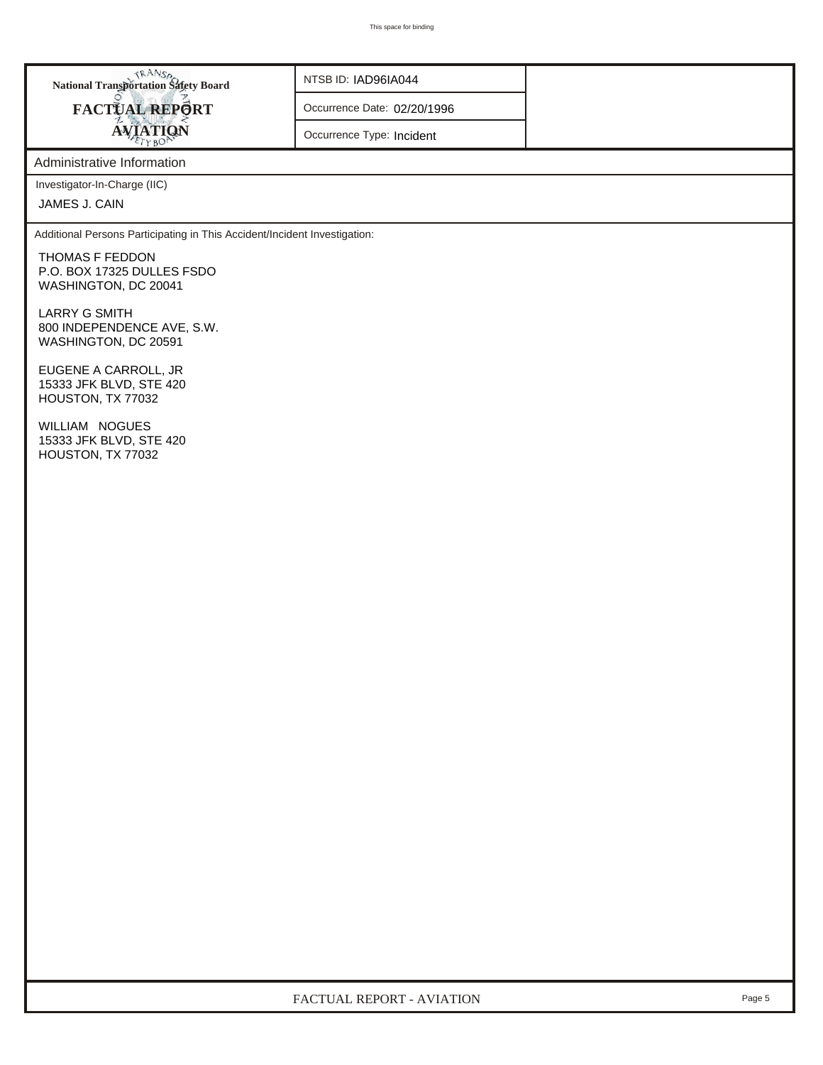**National Transportation Safety Board**

**FACTUAL REPORT**

**AVIATION**

| | |
|---|---|
| NTSB ID: IAD96IA044 | |
| Occurrence Date: 02/20/1996 | |
| Occurrence Type: Incident | |

## Administrative Information

Investigator-In-Charge (IIC)

JAMES J. CAIN

Additional Persons Participating in This Accident/Incident Investigation:

THOMAS F FEDDON
P.O. BOX 17325 DULLES FSDO
WASHINGTON, DC 20041

LARRY G SMITH
800 INDEPENDENCE AVE, S.W.
WASHINGTON, DC 20591

EUGENE A CARROLL, JR
15333 JFK BLVD, STE 420
HOUSTON, TX 77032

WILLIAM NOGUES
15333 JFK BLVD, STE 420
HOUSTON, TX 77032